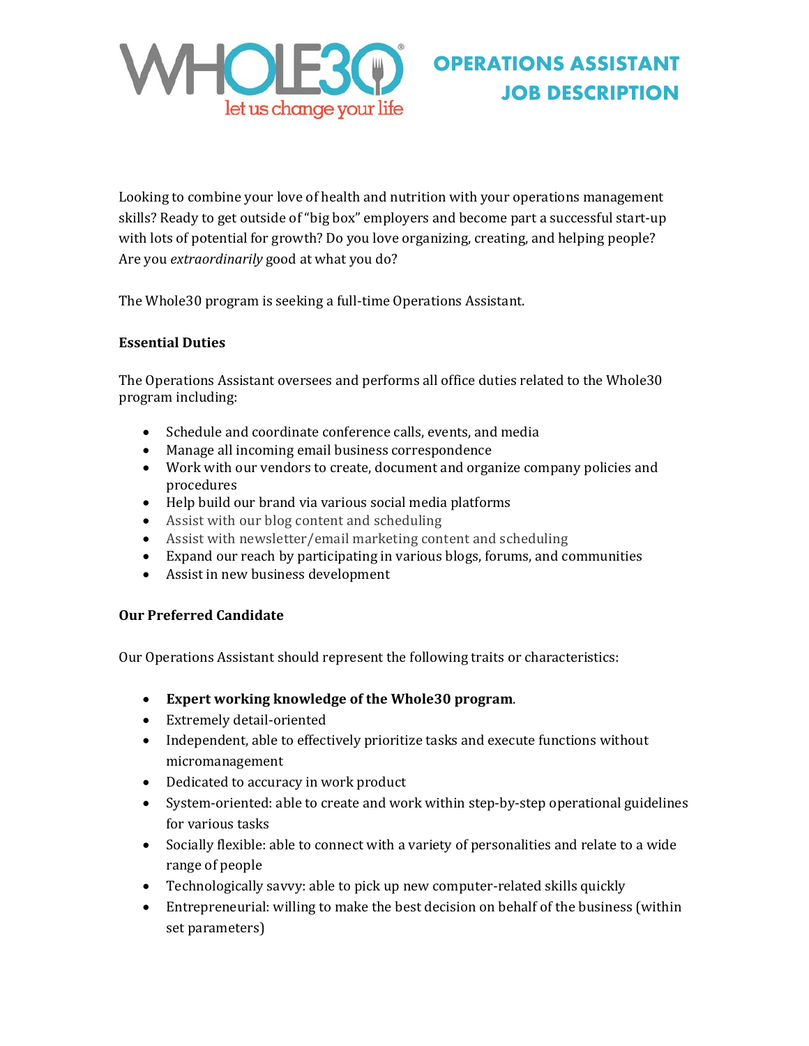# OPERATIONS ASSISTANT JOB DESCRIPTION

Looking to combine your love of health and nutrition with your operations management skills? Ready to get outside of "big box" employers and become part a successful start-up with lots of potential for growth? Do you love organizing, creating, and helping people? Are you *extraordinarily* good at what you do?

The Whole30 program is seeking a full-time Operations Assistant.

**Essential Duties**

The Operations Assistant oversees and performs all office duties related to the Whole30 program including:

- Schedule and coordinate conference calls, events, and media
- Manage all incoming email business correspondence
- Work with our vendors to create, document and organize company policies and procedures
- Help build our brand via various social media platforms
- Assist with our blog content and scheduling
- Assist with newsletter/email marketing content and scheduling
- Expand our reach by participating in various blogs, forums, and communities
- Assist in new business development

**Our Preferred Candidate**

Our Operations Assistant should represent the following traits or characteristics:

- **Expert working knowledge of the Whole30 program**.
- Extremely detail-oriented
- Independent, able to effectively prioritize tasks and execute functions without micromanagement
- Dedicated to accuracy in work product
- System-oriented: able to create and work within step-by-step operational guidelines for various tasks
- Socially flexible: able to connect with a variety of personalities and relate to a wide range of people
- Technologically savvy: able to pick up new computer-related skills quickly
- Entrepreneurial: willing to make the best decision on behalf of the business (within set parameters)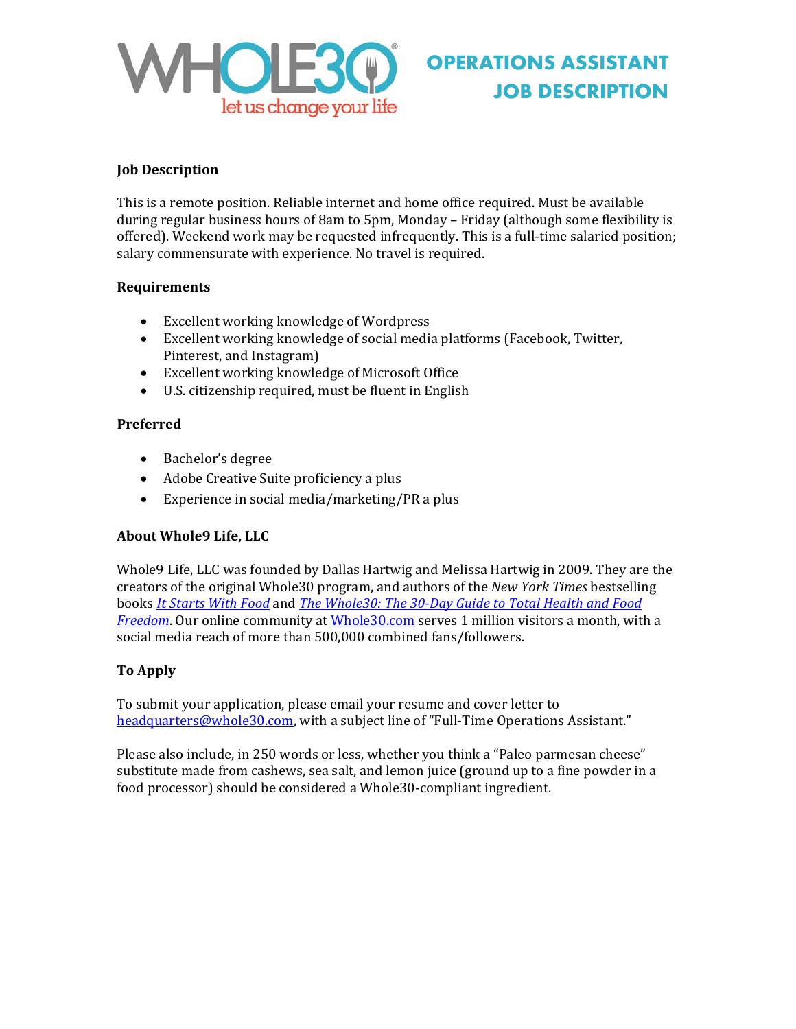# WHOLE30®

let us change your life

## OPERATIONS ASSISTANT JOB DESCRIPTION

**Job Description**

This is a remote position. Reliable internet and home office required. Must be available during regular business hours of 8am to 5pm, Monday – Friday (although some flexibility is offered). Weekend work may be requested infrequently. This is a full-time salaried position; salary commensurate with experience. No travel is required.

**Requirements**

- Excellent working knowledge of Wordpress
- Excellent working knowledge of social media platforms (Facebook, Twitter, Pinterest, and Instagram)
- Excellent working knowledge of Microsoft Office
- U.S. citizenship required, must be fluent in English

**Preferred**

- Bachelor's degree
- Adobe Creative Suite proficiency a plus
- Experience in social media/marketing/PR a plus

**About Whole9 Life, LLC**

Whole9 Life, LLC was founded by Dallas Hartwig and Melissa Hartwig in 2009. They are the creators of the original Whole30 program, and authors of the *New York Times* bestselling books *It Starts With Food* and *The Whole30: The 30-Day Guide to Total Health and Food Freedom*. Our online community at Whole30.com serves 1 million visitors a month, with a social media reach of more than 500,000 combined fans/followers.

**To Apply**

To submit your application, please email your resume and cover letter to headquarters@whole30.com, with a subject line of "Full-Time Operations Assistant."

Please also include, in 250 words or less, whether you think a "Paleo parmesan cheese" substitute made from cashews, sea salt, and lemon juice (ground up to a fine powder in a food processor) should be considered a Whole30-compliant ingredient.